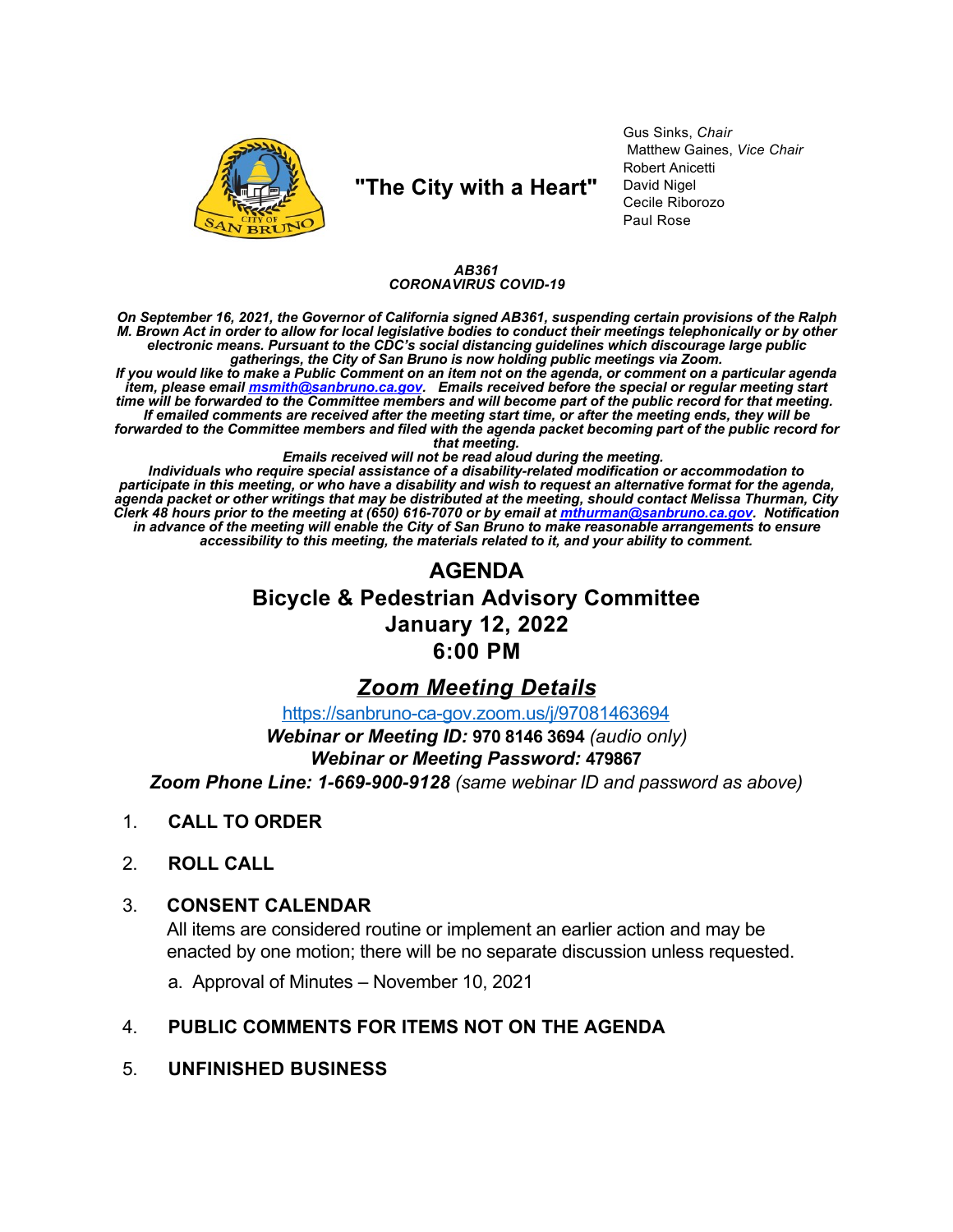"The City with a Heart"

Gus Sinks, *Chair*
Matthew Gaines, *Vice Chair*
Robert Anicetti
David Nigel
Cecile Riborozo
Paul Rose

***AB361***
***CORONAVIRUS COVID-19***

***On September 16, 2021, the Governor of California signed AB361, suspending certain provisions of the Ralph M. Brown Act in order to allow for local legislative bodies to conduct their meetings telephonically or by other electronic means. Pursuant to the CDC's social distancing guidelines which discourage large public gatherings, the City of San Bruno is now holding public meetings via Zoom.***
***If you would like to make a Public Comment on an item not on the agenda, or comment on a particular agenda item, please email msmith@sanbruno.ca.gov. Emails received before the special or regular meeting start time will be forwarded to the Committee members and will become part of the public record for that meeting. If emailed comments are received after the meeting start time, or after the meeting ends, they will be forwarded to the Committee members and filed with the agenda packet becoming part of the public record for that meeting.***
***Emails received will not be read aloud during the meeting.***
***Individuals who require special assistance of a disability-related modification or accommodation to participate in this meeting, or who have a disability and wish to request an alternative format for the agenda, agenda packet or other writings that may be distributed at the meeting, should contact Melissa Thurman, City Clerk 48 hours prior to the meeting at (650) 616-7070 or by email at mthurman@sanbruno.ca.gov. Notification in advance of the meeting will enable the City of San Bruno to make reasonable arrangements to ensure accessibility to this meeting, the materials related to it, and your ability to comment.***

# AGENDA
# Bicycle & Pedestrian Advisory Committee
# January 12, 2022
# 6:00 PM

## *Zoom Meeting Details*

https://sanbruno-ca-gov.zoom.us/j/97081463694
***Webinar or Meeting ID:*** **970 8146 3694** *(audio only)*
***Webinar or Meeting Password:*** **479867**
***Zoom Phone Line: 1-669-900-9128*** *(same webinar ID and password as above)*

1. **CALL TO ORDER**

2. **ROLL CALL**

3. **CONSENT CALENDAR**
   All items are considered routine or implement an earlier action and may be enacted by one motion; there will be no separate discussion unless requested.

   a. Approval of Minutes – November 10, 2021

4. **PUBLIC COMMENTS FOR ITEMS NOT ON THE AGENDA**

5. **UNFINISHED BUSINESS**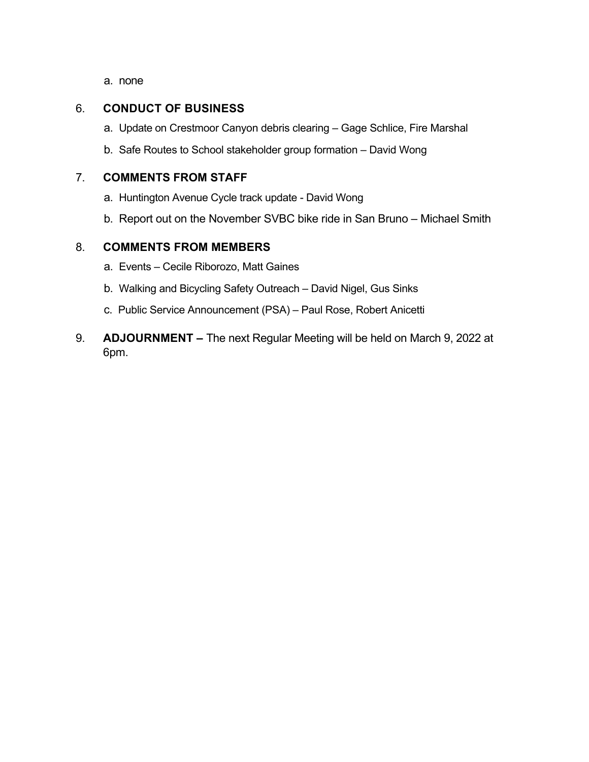a. none

6. **CONDUCT OF BUSINESS**

   a. Update on Crestmoor Canyon debris clearing – Gage Schlice, Fire Marshal

   b. Safe Routes to School stakeholder group formation – David Wong

7. **COMMENTS FROM STAFF**

   a. Huntington Avenue Cycle track update - David Wong

   b. Report out on the November SVBC bike ride in San Bruno – Michael Smith

8. **COMMENTS FROM MEMBERS**

   a. Events – Cecile Riborozo, Matt Gaines

   b. Walking and Bicycling Safety Outreach – David Nigel, Gus Sinks

   c. Public Service Announcement (PSA) – Paul Rose, Robert Anicetti

9. **ADJOURNMENT –** The next Regular Meeting will be held on March 9, 2022 at 6pm.